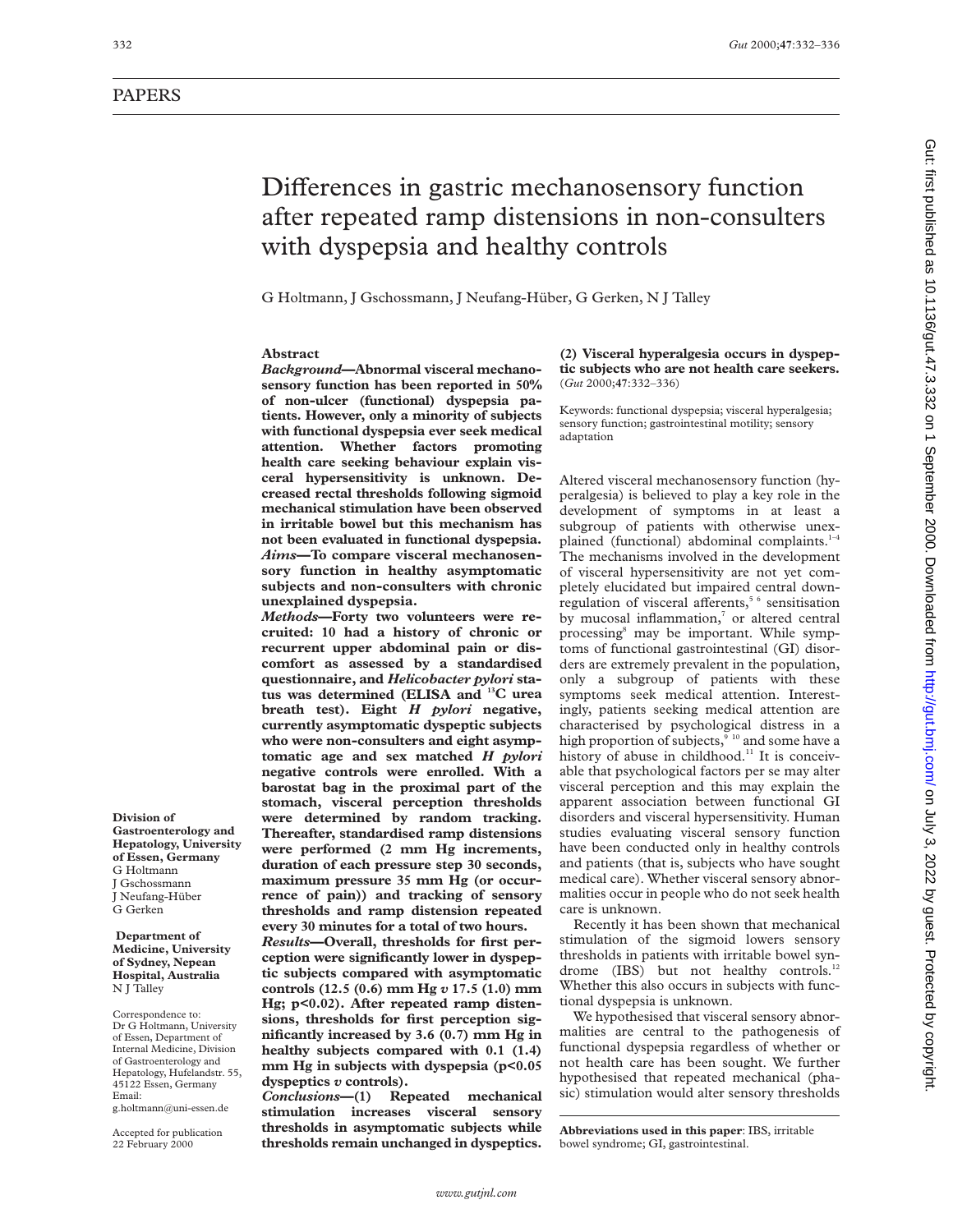PAPERS

# Differences in gastric mechanosensory function after repeated ramp distensions in non-consulters with dyspepsia and healthy controls

G Holtmann, J Gschossmann, J Neufang-Hüber, G Gerken, N J Talley

**Division of Gastroenterology and Hepatology, University of Essen, Germany**
G Holtmann
J Gschossmann
J Neufang-Hüber
G Gerken

**Department of Medicine, University of Sydney, Nepean Hospital, Australia**
N J Talley

Correspondence to: Dr G Holtmann, University of Essen, Department of Internal Medicine, Division of Gastroenterology and Hepatology, Hufelandstr. 55, 45122 Essen, Germany
Email: g.holtmann@uni-essen.de

Accepted for publication 22 February 2000

## Abstract

***Background*—Abnormal visceral mechanosensory function has been reported in 50% of non-ulcer (functional) dyspepsia patients. However, only a minority of subjects with functional dyspepsia ever seek medical attention. Whether factors promoting health care seeking behaviour explain visceral hypersensitivity is unknown. Decreased rectal thresholds following sigmoid mechanical stimulation have been observed in irritable bowel but this mechanism has not been evaluated in functional dyspepsia.**

***Aims*—To compare visceral mechanosensory function in healthy asymptomatic subjects and non-consulters with chronic unexplained dyspepsia.**

***Methods*—Forty two volunteers were recruited: 10 had a history of chronic or recurrent upper abdominal pain or discomfort as assessed by a standardised questionnaire, and *Helicobacter pylori* status was determined (ELISA and $^{13}C$ urea breath test). Eight *H pylori* negative, currently asymptomatic dyspeptic subjects who were non-consulters and eight asymptomatic age and sex matched *H pylori* negative controls were enrolled. With a barostat bag in the proximal part of the stomach, visceral perception thresholds were determined by random tracking. Thereafter, standardised ramp distensions were performed (2 mm Hg increments, duration of each pressure step 30 seconds, maximum pressure 35 mm Hg (or occurrence of pain)) and tracking of sensory thresholds and ramp distension repeated every 30 minutes for a total of two hours.**

***Results*—Overall, thresholds for first perception were significantly lower in dyspeptic subjects compared with asymptomatic controls (12.5 (0.6) mm Hg *v* 17.5 (1.0) mm Hg; p<0.02). After repeated ramp distensions, thresholds for first perception significantly increased by 3.6 (0.7) mm Hg in healthy subjects compared with 0.1 (1.4) mm Hg in subjects with dyspepsia (p<0.05 dyspeptics *v* controls).**

***Conclusions*—(1) Repeated mechanical stimulation increases visceral sensory thresholds in asymptomatic subjects while thresholds remain unchanged in dyspeptics. (2) Visceral hyperalgesia occurs in dyspeptic subjects who are not health care seekers.**

Keywords: functional dyspepsia; visceral hyperalgesia; sensory function; gastrointestinal motility; sensory adaptation

Altered visceral mechanosensory function (hyperalgesia) is believed to play a key role in the development of symptoms in at least a subgroup of patients with otherwise unexplained (functional) abdominal complaints.[1–4] The mechanisms involved in the development of visceral hypersensitivity are not yet completely elucidated but impaired central downregulation of visceral afferents,[5 6] sensitisation by mucosal inflammation,[7] or altered central processing[8] may be important. While symptoms of functional gastrointestinal (GI) disorders are extremely prevalent in the population, only a subgroup of patients with these symptoms seek medical attention. Interestingly, patients seeking medical attention are characterised by psychological distress in a high proportion of subjects,[9 10] and some have a history of abuse in childhood.[11] It is conceivable that psychological factors per se may alter visceral perception and this may explain the apparent association between functional GI disorders and visceral hypersensitivity. Human studies evaluating visceral sensory function have been conducted only in healthy controls and patients (that is, subjects who have sought medical care). Whether visceral sensory abnormalities occur in people who do not seek health care is unknown.

Recently it has been shown that mechanical stimulation of the sigmoid lowers sensory thresholds in patients with irritable bowel syndrome (IBS) but not healthy controls.[12] Whether this also occurs in subjects with functional dyspepsia is unknown.

We hypothesised that visceral sensory abnormalities are central to the pathogenesis of functional dyspepsia regardless of whether or not health care has been sought. We further hypothesised that repeated mechanical (phasic) stimulation would alter sensory thresholds

**Abbreviations used in this paper**: IBS, irritable bowel syndrome; GI, gastrointestinal.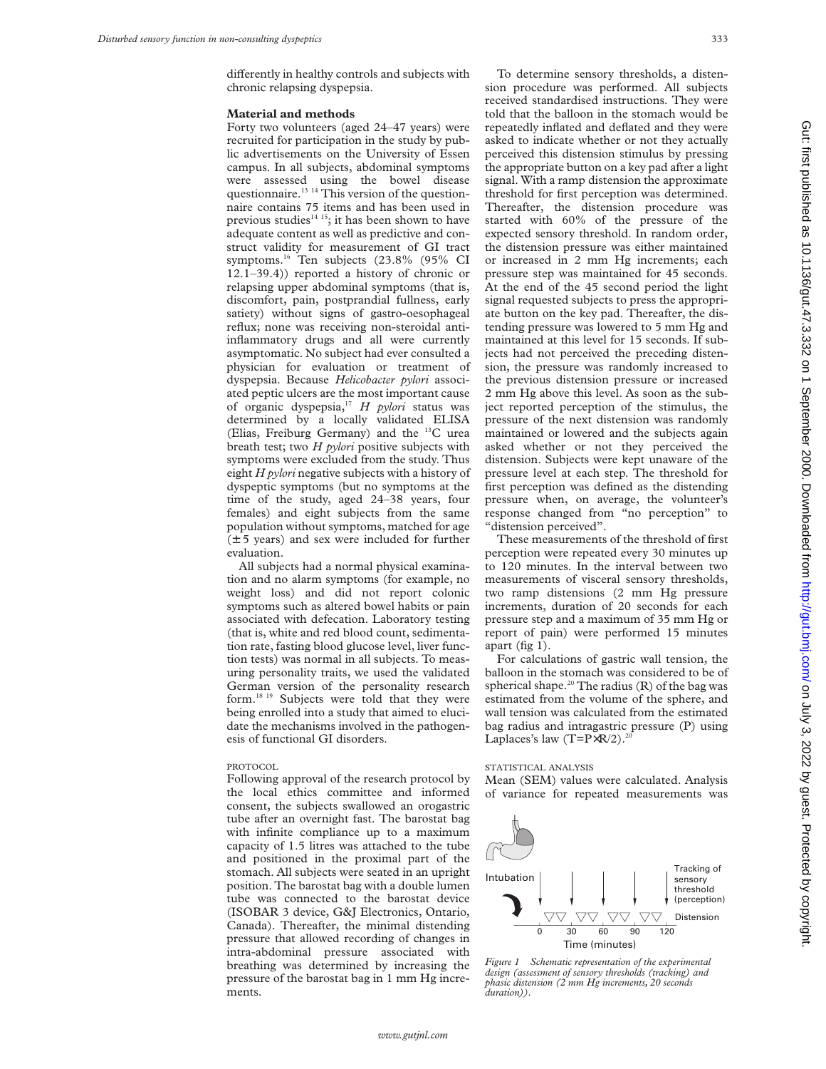differently in healthy controls and subjects with chronic relapsing dyspepsia.

## Material and methods

Forty two volunteers (aged 24–47 years) were recruited for participation in the study by public advertisements on the University of Essen campus. In all subjects, abdominal symptoms were assessed using the bowel disease questionnaire.[13 14] This version of the questionnaire contains 75 items and has been used in previous studies[14 15]; it has been shown to have adequate content as well as predictive and construct validity for measurement of GI tract symptoms.[16] Ten subjects (23.8% (95% CI 12.1–39.4)) reported a history of chronic or relapsing upper abdominal symptoms (that is, discomfort, pain, postprandial fullness, early satiety) without signs of gastro-oesophageal reflux; none was receiving non-steroidal anti-inflammatory drugs and all were currently asymptomatic. No subject had ever consulted a physician for evaluation or treatment of dyspepsia. Because *Helicobacter pylori* associated peptic ulcers are the most important cause of organic dyspepsia,[17] *H pylori* status was determined by a locally validated ELISA (Elias, Freiburg Germany) and the $^{13}C$ urea breath test; two *H pylori* positive subjects with symptoms were excluded from the study. Thus eight *H pylori* negative subjects with a history of dyspeptic symptoms (but no symptoms at the time of the study, aged 24–38 years, four females) and eight subjects from the same population without symptoms, matched for age (±5 years) and sex were included for further evaluation.

All subjects had a normal physical examination and no alarm symptoms (for example, no weight loss) and did not report colonic symptoms such as altered bowel habits or pain associated with defecation. Laboratory testing (that is, white and red blood count, sedimentation rate, fasting blood glucose level, liver function tests) was normal in all subjects. To measuring personality traits, we used the validated German version of the personality research form.[18 19] Subjects were told that they were being enrolled into a study that aimed to elucidate the mechanisms involved in the pathogenesis of functional GI disorders.

### PROTOCOL

Following approval of the research protocol by the local ethics committee and informed consent, the subjects swallowed an orogastric tube after an overnight fast. The barostat bag with infinite compliance up to a maximum capacity of 1.5 litres was attached to the tube and positioned in the proximal part of the stomach. All subjects were seated in an upright position. The barostat bag with a double lumen tube was connected to the barostat device (ISOBAR 3 device, G&J Electronics, Ontario, Canada). Thereafter, the minimal distending pressure that allowed recording of changes in intra-abdominal pressure associated with breathing was determined by increasing the pressure of the barostat bag in 1 mm Hg increments.

To determine sensory thresholds, a distension procedure was performed. All subjects received standardised instructions. They were told that the balloon in the stomach would be repeatedly inflated and deflated and they were asked to indicate whether or not they actually perceived this distension stimulus by pressing the appropriate button on a key pad after a light signal. With a ramp distension the approximate threshold for first perception was determined. Thereafter, the distension procedure was started with 60% of the pressure of the expected sensory threshold. In random order, the distension pressure was either maintained or increased in 2 mm Hg increments; each pressure step was maintained for 45 seconds. At the end of the 45 second period the light signal requested subjects to press the appropriate button on the key pad. Thereafter, the distending pressure was lowered to 5 mm Hg and maintained at this level for 15 seconds. If subjects had not perceived the preceding distension, the pressure was randomly increased to the previous distension pressure or increased 2 mm Hg above this level. As soon as the subject reported perception of the stimulus, the pressure of the next distension was randomly maintained or lowered and the subjects again asked whether or not they perceived the distension. Subjects were kept unaware of the pressure level at each step. The threshold for first perception was defined as the distending pressure when, on average, the volunteer's response changed from "no perception" to "distension perceived".

These measurements of the threshold of first perception were repeated every 30 minutes up to 120 minutes. In the interval between two measurements of visceral sensory thresholds, two ramp distensions (2 mm Hg pressure increments, duration of 20 seconds for each pressure step and a maximum of 35 mm Hg or report of pain) were performed 15 minutes apart (fig 1).

For calculations of gastric wall tension, the balloon in the stomach was considered to be of spherical shape.[20] The radius (R) of the bag was estimated from the volume of the sphere, and wall tension was calculated from the estimated bag radius and intragastric pressure (P) using Laplaces's law ($T=P{\times}R/2$).[20]

### STATISTICAL ANALYSIS

Mean (SEM) values were calculated. Analysis of variance for repeated measurements was

*Figure 1 Schematic representation of the experimental design (assessment of sensory thresholds (tracking) and phasic distension (2 mm Hg increments, 20 seconds duration)).*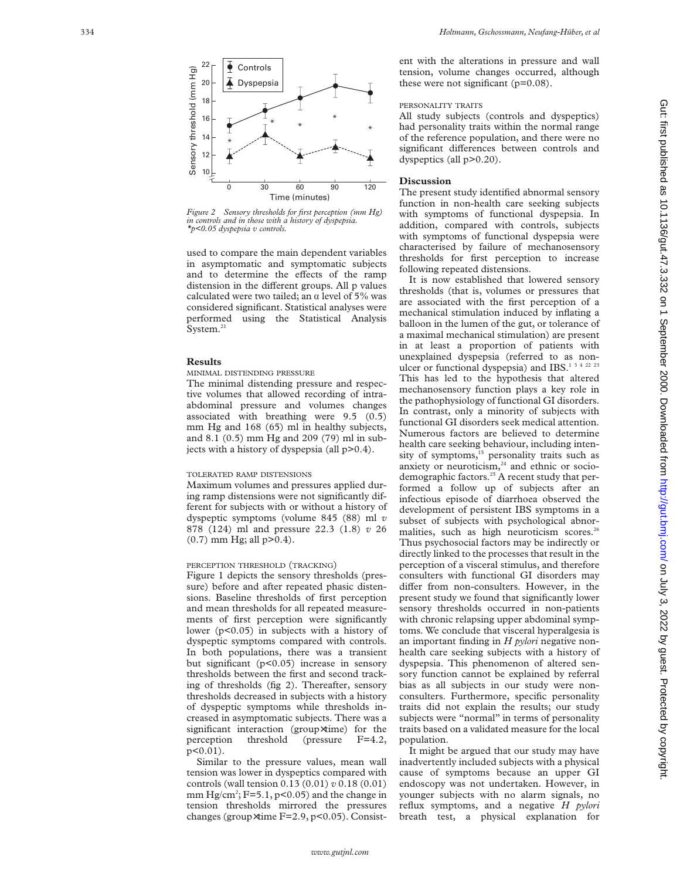Figure 2 Sensory thresholds for first perception (mm Hg) in controls and in those with a history of dyspepsia. *p<0.05 dyspepsia v controls.

used to compare the main dependent variables in asymptomatic and symptomatic subjects and to determine the effects of the ramp distension in the different groups. All p values calculated were two tailed; an α level of 5% was considered significant. Statistical analyses were performed using the Statistical Analysis System.[21]

## Results

### MINIMAL DISTENDING PRESSURE

The minimal distending pressure and respective volumes that allowed recording of intra-abdominal pressure and volumes changes associated with breathing were 9.5 (0.5) mm Hg and 168 (65) ml in healthy subjects, and 8.1 (0.5) mm Hg and 209 (79) ml in subjects with a history of dyspepsia (all p>0.4).

### TOLERATED RAMP DISTENSIONS

Maximum volumes and pressures applied during ramp distensions were not significantly different for subjects with or without a history of dyspeptic symptoms (volume 845 (88) ml *v* 878 (124) ml and pressure 22.3 (1.8) *v* 26 (0.7) mm Hg; all p>0.4).

### PERCEPTION THRESHOLD (TRACKING)

Figure 1 depicts the sensory thresholds (pressure) before and after repeated phasic distensions. Baseline thresholds of first perception and mean thresholds for all repeated measurements of first perception were significantly lower (p<0.05) in subjects with a history of dyspeptic symptoms compared with controls. In both populations, there was a transient but significant (p<0.05) increase in sensory thresholds between the first and second tracking of thresholds (fig 2). Thereafter, sensory thresholds decreased in subjects with a history of dyspeptic symptoms while thresholds increased in asymptomatic subjects. There was a significant interaction (group×time) for the perception threshold (pressure F=4.2, p<0.01).

Similar to the pressure values, mean wall tension was lower in dyspeptics compared with controls (wall tension 0.13 (0.01) *v* 0.18 (0.01) mm Hg/cm$^2$; F=5.1, p<0.05) and the change in tension thresholds mirrored the pressures changes (group×time F=2.9, p<0.05). Consistent with the alterations in pressure and wall tension, volume changes occurred, although these were not significant (p=0.08).

### PERSONALITY TRAITS

All study subjects (controls and dyspeptics) had personality traits within the normal range of the reference population, and there were no significant differences between controls and dyspeptics (all p>0.20).

## Discussion

The present study identified abnormal sensory function in non-health care seeking subjects with symptoms of functional dyspepsia. In addition, compared with controls, subjects with symptoms of functional dyspepsia were characterised by failure of mechanosensory thresholds for first perception to increase following repeated distensions.

It is now established that lowered sensory thresholds (that is, volumes or pressures that are associated with the first perception of a mechanical stimulation induced by inflating a balloon in the lumen of the gut, or tolerance of a maximal mechanical stimulation) are present in at least a proportion of patients with unexplained dyspepsia (referred to as non-ulcer or functional dyspepsia) and IBS.[1 3 4 22 23] This has led to the hypothesis that altered mechanosensory function plays a key role in the pathophysiology of functional GI disorders. In contrast, only a minority of subjects with functional GI disorders seek medical attention. Numerous factors are believed to determine health care seeking behaviour, including intensity of symptoms,[15] personality traits such as anxiety or neuroticism,[24] and ethnic or sociodemographic factors.[25] A recent study that performed a follow up of subjects after an infectious episode of diarrhoea observed the development of persistent IBS symptoms in a subset of subjects with psychological abnormalities, such as high neuroticism scores.[26] Thus psychosocial factors may be indirectly or directly linked to the processes that result in the perception of a visceral stimulus, and therefore consulters with functional GI disorders may differ from non-consulters. However, in the present study we found that significantly lower sensory thresholds occurred in non-patients with chronic relapsing upper abdominal symptoms. We conclude that visceral hyperalgesia is an important finding in *H pylori* negative non-health care seeking subjects with a history of dyspepsia. This phenomenon of altered sensory function cannot be explained by referral bias as all subjects in our study were non-consulters. Furthermore, specific personality traits did not explain the results; our study subjects were "normal" in terms of personality traits based on a validated measure for the local population.

It might be argued that our study may have inadvertently included subjects with a physical cause of symptoms because an upper GI endoscopy was not undertaken. However, in younger subjects with no alarm signals, no reflux symptoms, and a negative *H pylori* breath test, a physical explanation for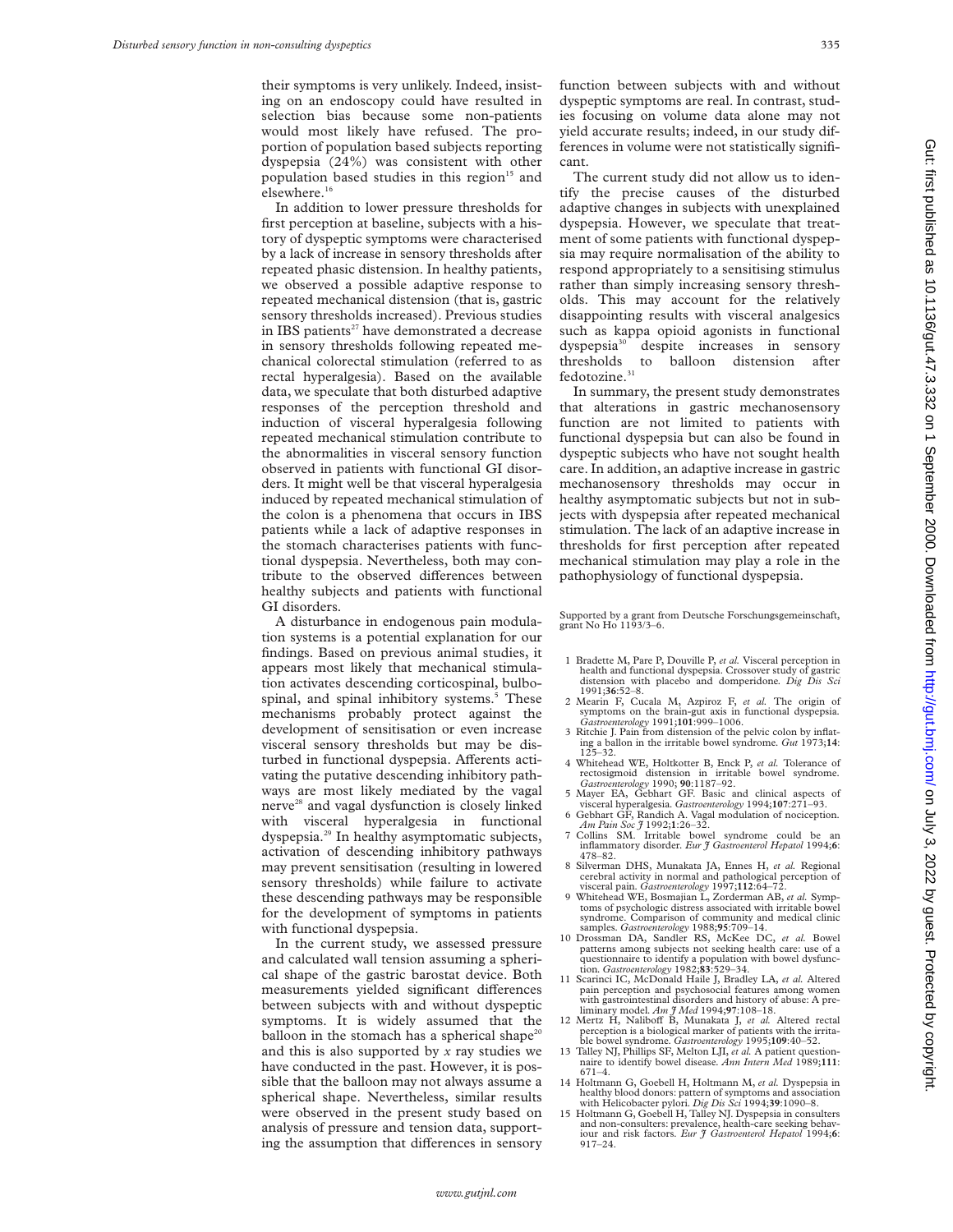their symptoms is very unlikely. Indeed, insisting on an endoscopy could have resulted in selection bias because some non-patients would most likely have refused. The proportion of population based subjects reporting dyspepsia (24%) was consistent with other population based studies in this region[15] and elsewhere.[16]

In addition to lower pressure thresholds for first perception at baseline, subjects with a history of dyspeptic symptoms were characterised by a lack of increase in sensory thresholds after repeated phasic distension. In healthy patients, we observed a possible adaptive response to repeated mechanical distension (that is, gastric sensory thresholds increased). Previous studies in IBS patients[27] have demonstrated a decrease in sensory thresholds following repeated mechanical colorectal stimulation (referred to as rectal hyperalgesia). Based on the available data, we speculate that both disturbed adaptive responses of the perception threshold and induction of visceral hyperalgesia following repeated mechanical stimulation contribute to the abnormalities in visceral sensory function observed in patients with functional GI disorders. It might well be that visceral hyperalgesia induced by repeated mechanical stimulation of the colon is a phenomena that occurs in IBS patients while a lack of adaptive responses in the stomach characterises patients with functional dyspepsia. Nevertheless, both may contribute to the observed differences between healthy subjects and patients with functional GI disorders.

A disturbance in endogenous pain modulation systems is a potential explanation for our findings. Based on previous animal studies, it appears most likely that mechanical stimulation activates descending corticospinal, bulbospinal, and spinal inhibitory systems.[5] These mechanisms probably protect against the development of sensitisation or even increase visceral sensory thresholds but may be disturbed in functional dyspepsia. Afferents activating the putative descending inhibitory pathways are most likely mediated by the vagal nerve[28] and vagal dysfunction is closely linked with visceral hyperalgesia in functional dyspepsia.[29] In healthy asymptomatic subjects, activation of descending inhibitory pathways may prevent sensitisation (resulting in lowered sensory thresholds) while failure to activate these descending pathways may be responsible for the development of symptoms in patients with functional dyspepsia.

In the current study, we assessed pressure and calculated wall tension assuming a spherical shape of the gastric barostat device. Both measurements yielded significant differences between subjects with and without dyspeptic symptoms. It is widely assumed that the balloon in the stomach has a spherical shape[20] and this is also supported by *x* ray studies we have conducted in the past. However, it is possible that the balloon may not always assume a spherical shape. Nevertheless, similar results were observed in the present study based on analysis of pressure and tension data, supporting the assumption that differences in sensory function between subjects with and without dyspeptic symptoms are real. In contrast, studies focusing on volume data alone may not yield accurate results; indeed, in our study differences in volume were not statistically significant.

The current study did not allow us to identify the precise causes of the disturbed adaptive changes in subjects with unexplained dyspepsia. However, we speculate that treatment of some patients with functional dyspepsia may require normalisation of the ability to respond appropriately to a sensitising stimulus rather than simply increasing sensory thresholds. This may account for the relatively disappointing results with visceral analgesics such as kappa opioid agonists in functional dyspepsia[30] despite increases in sensory thresholds to balloon distension after fedotozine.[31]

In summary, the present study demonstrates that alterations in gastric mechanosensory function are not limited to patients with functional dyspepsia but can also be found in dyspeptic subjects who have not sought health care. In addition, an adaptive increase in gastric mechanosensory thresholds may occur in healthy asymptomatic subjects but not in subjects with dyspepsia after repeated mechanical stimulation. The lack of an adaptive increase in thresholds for first perception after repeated mechanical stimulation may play a role in the pathophysiology of functional dyspepsia.

Supported by a grant from Deutsche Forschungsgemeinschaft, grant No Ho 1193/3–6.

1 Bradette M, Pare P, Douville P, *et al.* Visceral perception in health and functional dyspepsia. Crossover study of gastric distension with placebo and domperidone. *Dig Dis Sci* 1991;**36**:52–8.
2 Mearin F, Cucala M, Azpiroz F, *et al.* The origin of symptoms on the brain-gut axis in functional dyspepsia. *Gastroenterology* 1991;**101**:999–1006.
3 Ritchie J. Pain from distension of the pelvic colon by inflating a ballon in the irritable bowel syndrome. *Gut* 1973;**14**: 125–32.
4 Whitehead WE, Holtkotter B, Enck P, *et al.* Tolerance of rectosigmoid distension in irritable bowel syndrome. *Gastroenterology* 1990; **90**:1187–92.
5 Mayer EA, Gebhart GF. Basic and clinical aspects of visceral hyperalgesia. *Gastroenterology* 1994;**107**:271–93.
6 Gebhart GF, Randich A. Vagal modulation of nociception. *Am Pain Soc J* 1992;**1**:26–32.
7 Collins SM. Irritable bowel syndrome could be an inflammatory disorder. *Eur J Gastroenterol Hepatol* 1994;**6**: 478–82.
8 Silverman DHS, Munakata JA, Ennes H, *et al.* Regional cerebral activity in normal and pathological perception of visceral pain. *Gastroenterology* 1997;**112**:64–72.
9 Whitehead WE, Bosmajian L, Zorderman AB, *et al.* Symptoms of psychologic distress associated with irritable bowel syndrome. Comparison of community and medical clinic samples. *Gastroenterology* 1988;**95**:709–14.
10 Drossman DA, Sandler RS, McKee DC, *et al.* Bowel patterns among subjects not seeking health care: use of a questionnaire to identify a population with bowel dysfunction. *Gastroenterology* 1982;**83**:529–34.
11 Scarinci IC, McDonald Haile J, Bradley LA, *et al.* Altered pain perception and psychosocial features among women with gastrointestinal disorders and history of abuse: A preliminary model. *Am J Med* 1994;**97**:108–18.
12 Mertz H, Naliboff B, Munakata J, *et al.* Altered rectal perception is a biological marker of patients with the irritable bowel syndrome. *Gastroenterology* 1995;**109**:40–52.
13 Talley NJ, Phillips SF, Melton LJI, *et al.* A patient questionnaire to identify bowel disease. *Ann Intern Med* 1989;**111**: 671–4.
14 Holtmann G, Goebell H, Holtmann M, *et al.* Dyspepsia in healthy blood donors: pattern of symptoms and association with Helicobacter pylori. *Dig Dis Sci* 1994;**39**:1090–8.
15 Holtmann G, Goebell H, Talley NJ. Dyspepsia in consulters and non-consulters: prevalence, health-care seeking behaviour and risk factors. *Eur J Gastroenterol Hepatol* 1994;**6**: 917–24.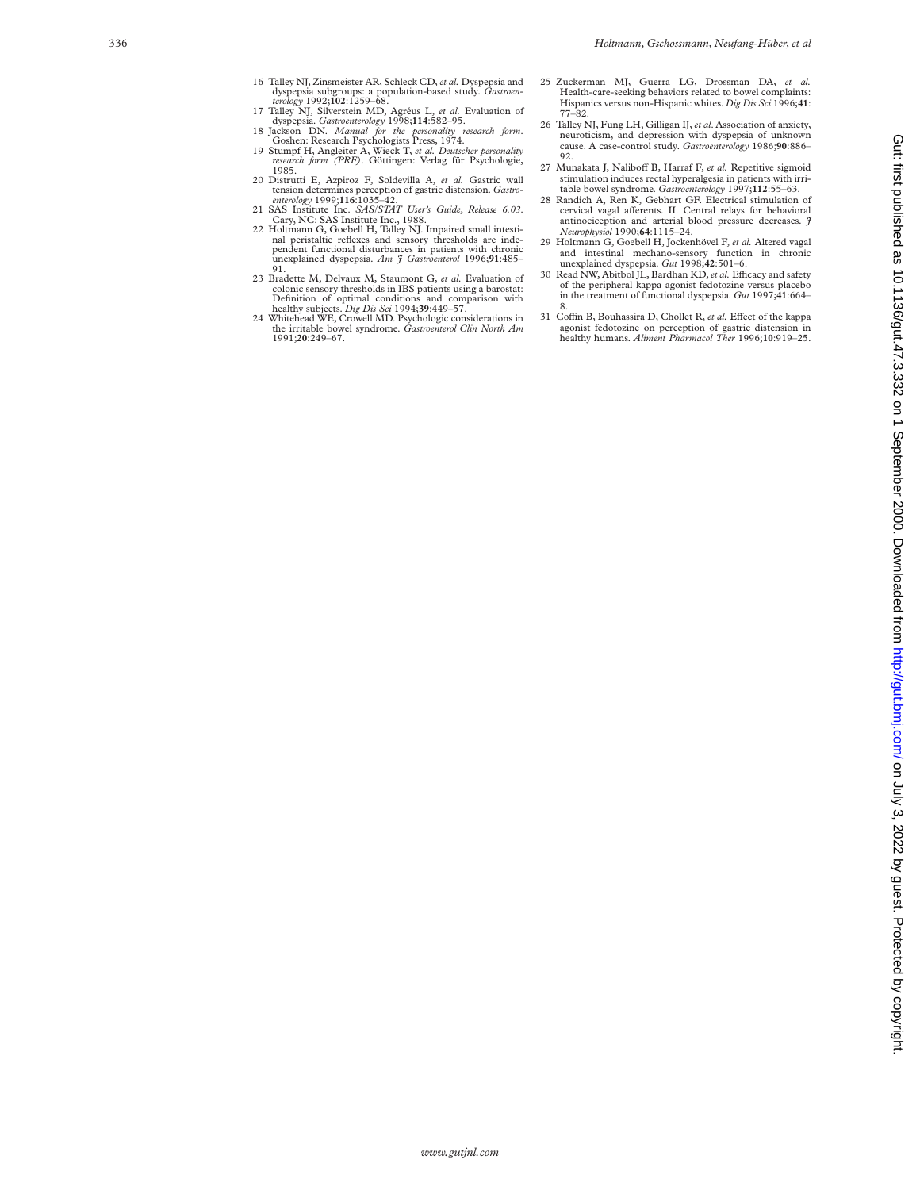16 Talley NJ, Zinsmeister AR, Schleck CD, *et al.* Dyspepsia and dyspepsia subgroups: a population-based study. *Gastroenterology* 1992;**102**:1259–68.
17 Talley NJ, Silverstein MD, Agréus L, *et al.* Evaluation of dyspepsia. *Gastroenterology* 1998;**114**:582–95.
18 Jackson DN. *Manual for the personality research form*. Goshen: Research Psychologists Press, 1974.
19 Stumpf H, Angleiter A, Wieck T, *et al. Deutscher personality research form (PRF)*. Göttingen: Verlag für Psychologie, 1985.
20 Distrutti E, Azpiroz F, Soldevilla A, *et al.* Gastric wall tension determines perception of gastric distension. *Gastroenterology* 1999;**116**:1035–42.
21 SAS Institute Inc. *SAS/STAT User's Guide, Release 6.03*. Cary, NC: SAS Institute Inc., 1988.
22 Holtmann G, Goebell H, Talley NJ. Impaired small intestinal peristaltic reflexes and sensory thresholds are independent functional disturbances in patients with chronic unexplained dyspepsia. *Am J Gastroenterol* 1996;**91**:485–91.
23 Bradette M, Delvaux M, Staumont G, *et al.* Evaluation of colonic sensory thresholds in IBS patients using a barostat: Definition of optimal conditions and comparison with healthy subjects. *Dig Dis Sci* 1994;**39**:449–57.
24 Whitehead WE, Crowell MD. Psychologic considerations in the irritable bowel syndrome. *Gastroenterol Clin North Am* 1991;**20**:249–67.
25 Zuckerman MJ, Guerra LG, Drossman DA, *et al.* Health-care-seeking behaviors related to bowel complaints: Hispanics versus non-Hispanic whites. *Dig Dis Sci* 1996;**41**:77–82.
26 Talley NJ, Fung LH, Gilligan IJ, *et al.* Association of anxiety, neuroticism, and depression with dyspepsia of unknown cause. A case-control study. *Gastroenterology* 1986;**90**:886–92.
27 Munakata J, Naliboff B, Harraf F, *et al.* Repetitive sigmoid stimulation induces rectal hyperalgesia in patients with irritable bowel syndrome. *Gastroenterology* 1997;**112**:55–63.
28 Randich A, Ren K, Gebhart GF. Electrical stimulation of cervical vagal afferents. II. Central relays for behavioral antinociception and arterial blood pressure decreases. *J Neurophysiol* 1990;**64**:1115–24.
29 Holtmann G, Goebell H, Jockenhövel F, *et al.* Altered vagal and intestinal mechano-sensory function in chronic unexplained dyspepsia. *Gut* 1998;**42**:501–6.
30 Read NW, Abitbol JL, Bardhan KD, *et al.* Efficacy and safety of the peripheral kappa agonist fedotozine versus placebo in the treatment of functional dyspepsia. *Gut* 1997;**41**:664–8.
31 Coffin B, Bouhassira D, Chollet R, *et al.* Effect of the kappa agonist fedotozine on perception of gastric distension in healthy humans. *Aliment Pharmacol Ther* 1996;**10**:919–25.